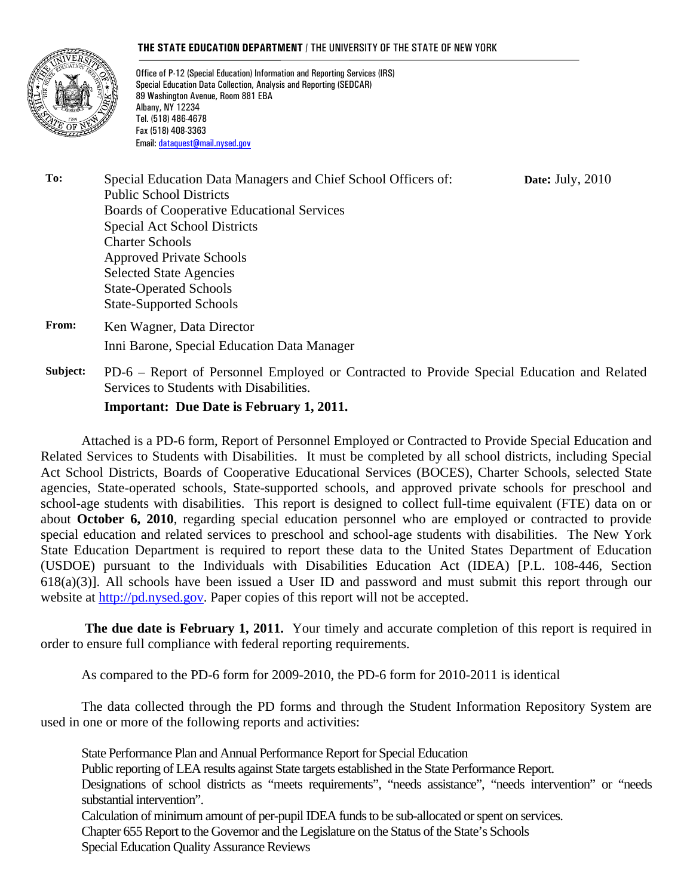**THE STATE EDUCATION DEPARTMENT** / THE UNIVERSITY OF THE STATE OF NEW YORK

Office of P-12 (Special Education) Information and Reporting Services (IRS)
Special Education Data Collection, Analysis and Reporting (SEDCAR)
89 Washington Avenue, Room 881 EBA
Albany, NY 12234
Tel. (518) 486-4678
Fax (518) 408-3363
Email: dataquest@mail.nysed.gov

**To:** Special Education Data Managers and Chief School Officers of:
Public School Districts
Boards of Cooperative Educational Services
Special Act School Districts
Charter Schools
Approved Private Schools
Selected State Agencies
State-Operated Schools
State-Supported Schools

**Date:** July, 2010

**From:** Ken Wagner, Data Director
Inni Barone, Special Education Data Manager

**Subject:** PD-6 – Report of Personnel Employed or Contracted to Provide Special Education and Related Services to Students with Disabilities.

**Important: Due Date is February 1, 2011.**

Attached is a PD-6 form, Report of Personnel Employed or Contracted to Provide Special Education and Related Services to Students with Disabilities. It must be completed by all school districts, including Special Act School Districts, Boards of Cooperative Educational Services (BOCES), Charter Schools, selected State agencies, State-operated schools, State-supported schools, and approved private schools for preschool and school-age students with disabilities. This report is designed to collect full-time equivalent (FTE) data on or about **October 6, 2010**, regarding special education personnel who are employed or contracted to provide special education and related services to preschool and school-age students with disabilities. The New York State Education Department is required to report these data to the United States Department of Education (USDOE) pursuant to the Individuals with Disabilities Education Act (IDEA) [P.L. 108-446, Section 618(a)(3)]. All schools have been issued a User ID and password and must submit this report through our website at http://pd.nysed.gov. Paper copies of this report will not be accepted.

**The due date is February 1, 2011.** Your timely and accurate completion of this report is required in order to ensure full compliance with federal reporting requirements.

As compared to the PD-6 form for 2009-2010, the PD-6 form for 2010-2011 is identical

The data collected through the PD forms and through the Student Information Repository System are used in one or more of the following reports and activities:

- State Performance Plan and Annual Performance Report for Special Education
- Public reporting of LEA results against State targets established in the State Performance Report.
- Designations of school districts as "meets requirements", "needs assistance", "needs intervention" or "needs substantial intervention".
- Calculation of minimum amount of per-pupil IDEA funds to be sub-allocated or spent on services.
- Chapter 655 Report to the Governor and the Legislature on the Status of the State's Schools
- Special Education Quality Assurance Reviews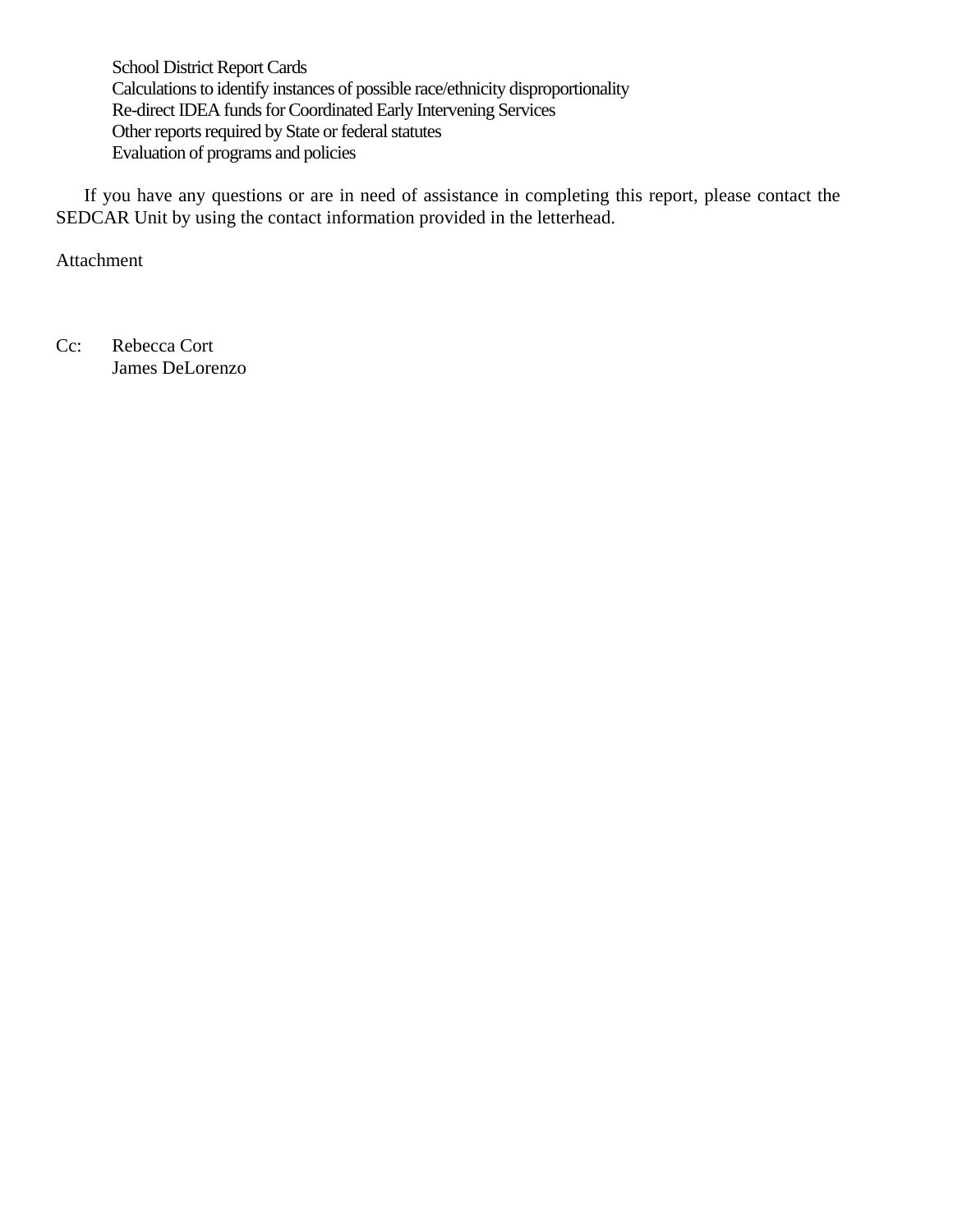- School District Report Cards
- Calculations to identify instances of possible race/ethnicity disproportionality
- Re-direct IDEA funds for Coordinated Early Intervening Services
- Other reports required by State or federal statutes
- Evaluation of programs and policies

If you have any questions or are in need of assistance in completing this report, please contact the SEDCAR Unit by using the contact information provided in the letterhead.

Attachment

Cc: Rebecca Cort
James DeLorenzo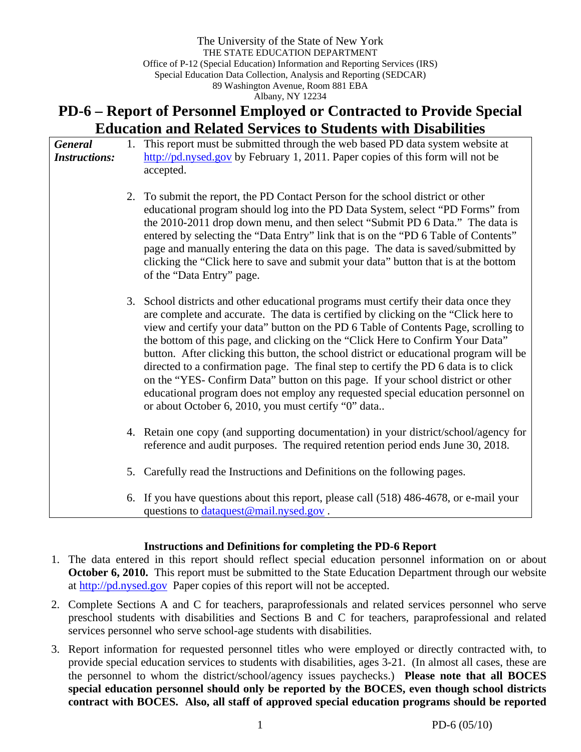The University of the State of New York
THE STATE EDUCATION DEPARTMENT
Office of P-12 (Special Education) Information and Reporting Services (IRS)
Special Education Data Collection, Analysis and Reporting (SEDCAR)
89 Washington Avenue, Room 881 EBA
Albany, NY 12234

# PD-6 – Report of Personnel Employed or Contracted to Provide Special Education and Related Services to Students with Disabilities

***General Instructions:***

1. This report must be submitted through the web based PD data system website at http://pd.nysed.gov by February 1, 2011. Paper copies of this form will not be accepted.

2. To submit the report, the PD Contact Person for the school district or other educational program should log into the PD Data System, select "PD Forms" from the 2010-2011 drop down menu, and then select "Submit PD 6 Data." The data is entered by selecting the "Data Entry" link that is on the "PD 6 Table of Contents" page and manually entering the data on this page. The data is saved/submitted by clicking the "Click here to save and submit your data" button that is at the bottom of the "Data Entry" page.

3. School districts and other educational programs must certify their data once they are complete and accurate. The data is certified by clicking on the "Click here to view and certify your data" button on the PD 6 Table of Contents Page, scrolling to the bottom of this page, and clicking on the "Click Here to Confirm Your Data" button. After clicking this button, the school district or educational program will be directed to a confirmation page. The final step to certify the PD 6 data is to click on the "YES- Confirm Data" button on this page. If your school district or other educational program does not employ any requested special education personnel on or about October 6, 2010, you must certify "0" data..

4. Retain one copy (and supporting documentation) in your district/school/agency for reference and audit purposes. The required retention period ends June 30, 2018.

5. Carefully read the Instructions and Definitions on the following pages.

6. If you have questions about this report, please call (518) 486-4678, or e-mail your questions to dataquest@mail.nysed.gov .

### Instructions and Definitions for completing the PD-6 Report

1. The data entered in this report should reflect special education personnel information on or about **October 6, 2010.** This report must be submitted to the State Education Department through our website at http://pd.nysed.gov Paper copies of this report will not be accepted.

2. Complete Sections A and C for teachers, paraprofessionals and related services personnel who serve preschool students with disabilities and Sections B and C for teachers, paraprofessional and related services personnel who serve school-age students with disabilities.

3. Report information for requested personnel titles who were employed or directly contracted with, to provide special education services to students with disabilities, ages 3-21. (In almost all cases, these are the personnel to whom the district/school/agency issues paychecks.) **Please note that all BOCES special education personnel should only be reported by the BOCES, even though school districts contract with BOCES. Also, all staff of approved special education programs should be reported**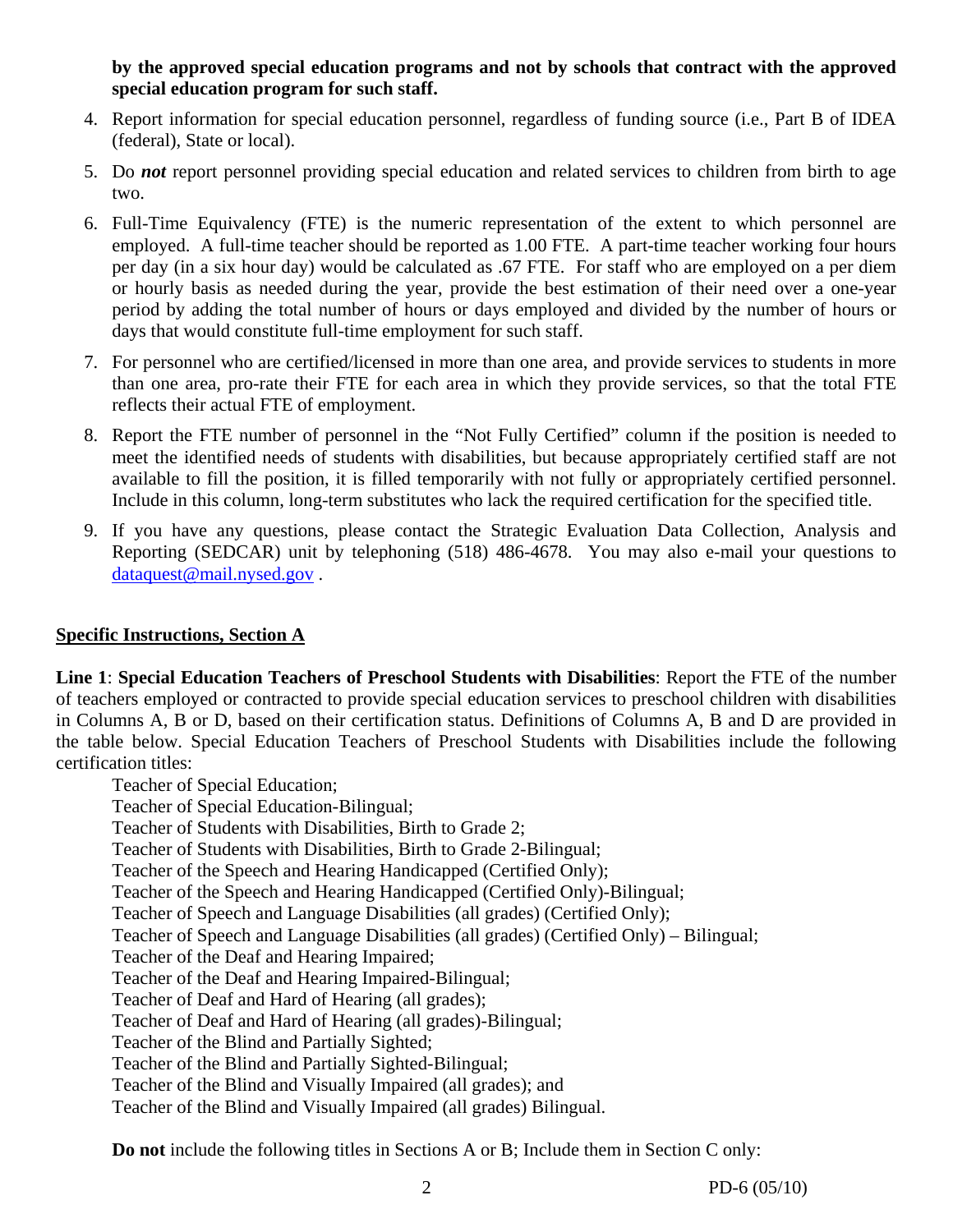**by the approved special education programs and not by schools that contract with the approved special education program for such staff.**

4. Report information for special education personnel, regardless of funding source (i.e., Part B of IDEA (federal), State or local).
5. Do ***not*** report personnel providing special education and related services to children from birth to age two.
6. Full-Time Equivalency (FTE) is the numeric representation of the extent to which personnel are employed. A full-time teacher should be reported as 1.00 FTE. A part-time teacher working four hours per day (in a six hour day) would be calculated as .67 FTE. For staff who are employed on a per diem or hourly basis as needed during the year, provide the best estimation of their need over a one-year period by adding the total number of hours or days employed and divided by the number of hours or days that would constitute full-time employment for such staff.
7. For personnel who are certified/licensed in more than one area, and provide services to students in more than one area, pro-rate their FTE for each area in which they provide services, so that the total FTE reflects their actual FTE of employment.
8. Report the FTE number of personnel in the "Not Fully Certified" column if the position is needed to meet the identified needs of students with disabilities, but because appropriately certified staff are not available to fill the position, it is filled temporarily with not fully or appropriately certified personnel. Include in this column, long-term substitutes who lack the required certification for the specified title.
9. If you have any questions, please contact the Strategic Evaluation Data Collection, Analysis and Reporting (SEDCAR) unit by telephoning (518) 486-4678. You may also e-mail your questions to dataquest@mail.nysed.gov .

## Specific Instructions, Section A

**Line 1**: **Special Education Teachers of Preschool Students with Disabilities**: Report the FTE of the number of teachers employed or contracted to provide special education services to preschool children with disabilities in Columns A, B or D, based on their certification status. Definitions of Columns A, B and D are provided in the table below. Special Education Teachers of Preschool Students with Disabilities include the following certification titles:

Teacher of Special Education;
Teacher of Special Education-Bilingual;
Teacher of Students with Disabilities, Birth to Grade 2;
Teacher of Students with Disabilities, Birth to Grade 2-Bilingual;
Teacher of the Speech and Hearing Handicapped (Certified Only);
Teacher of the Speech and Hearing Handicapped (Certified Only)-Bilingual;
Teacher of Speech and Language Disabilities (all grades) (Certified Only);
Teacher of Speech and Language Disabilities (all grades) (Certified Only) – Bilingual;
Teacher of the Deaf and Hearing Impaired;
Teacher of the Deaf and Hearing Impaired-Bilingual;
Teacher of Deaf and Hard of Hearing (all grades);
Teacher of Deaf and Hard of Hearing (all grades)-Bilingual;
Teacher of the Blind and Partially Sighted;
Teacher of the Blind and Partially Sighted-Bilingual;
Teacher of the Blind and Visually Impaired (all grades); and
Teacher of the Blind and Visually Impaired (all grades) Bilingual.

**Do not** include the following titles in Sections A or B; Include them in Section C only: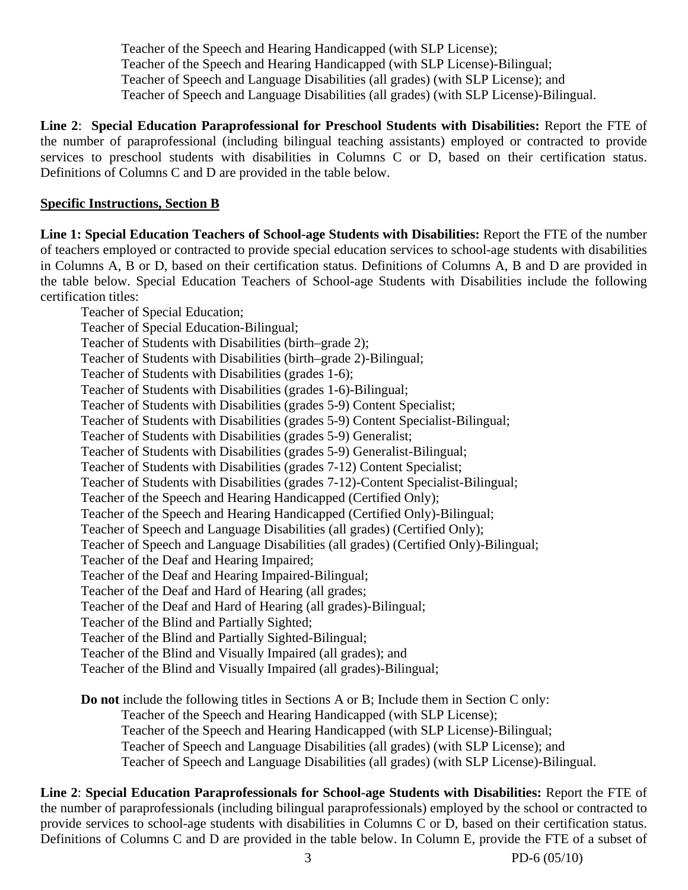Teacher of the Speech and Hearing Handicapped (with SLP License);
Teacher of the Speech and Hearing Handicapped (with SLP License)-Bilingual;
Teacher of Speech and Language Disabilities (all grades) (with SLP License); and
Teacher of Speech and Language Disabilities (all grades) (with SLP License)-Bilingual.

**Line 2**: **Special Education Paraprofessional for Preschool Students with Disabilities:** Report the FTE of the number of paraprofessional (including bilingual teaching assistants) employed or contracted to provide services to preschool students with disabilities in Columns C or D, based on their certification status. Definitions of Columns C and D are provided in the table below.

**Specific Instructions, Section B**

**Line 1: Special Education Teachers of School-age Students with Disabilities:** Report the FTE of the number of teachers employed or contracted to provide special education services to school-age students with disabilities in Columns A, B or D, based on their certification status. Definitions of Columns A, B and D are provided in the table below. Special Education Teachers of School-age Students with Disabilities include the following certification titles:

Teacher of Special Education;
Teacher of Special Education-Bilingual;
Teacher of Students with Disabilities (birth–grade 2);
Teacher of Students with Disabilities (birth–grade 2)-Bilingual;
Teacher of Students with Disabilities (grades 1-6);
Teacher of Students with Disabilities (grades 1-6)-Bilingual;
Teacher of Students with Disabilities (grades 5-9) Content Specialist;
Teacher of Students with Disabilities (grades 5-9) Content Specialist-Bilingual;
Teacher of Students with Disabilities (grades 5-9) Generalist;
Teacher of Students with Disabilities (grades 5-9) Generalist-Bilingual;
Teacher of Students with Disabilities (grades 7-12) Content Specialist;
Teacher of Students with Disabilities (grades 7-12)-Content Specialist-Bilingual;
Teacher of the Speech and Hearing Handicapped (Certified Only);
Teacher of the Speech and Hearing Handicapped (Certified Only)-Bilingual;
Teacher of Speech and Language Disabilities (all grades) (Certified Only);
Teacher of Speech and Language Disabilities (all grades) (Certified Only)-Bilingual;
Teacher of the Deaf and Hearing Impaired;
Teacher of the Deaf and Hearing Impaired-Bilingual;
Teacher of the Deaf and Hard of Hearing (all grades;
Teacher of the Deaf and Hard of Hearing (all grades)-Bilingual;
Teacher of the Blind and Partially Sighted;
Teacher of the Blind and Partially Sighted-Bilingual;
Teacher of the Blind and Visually Impaired (all grades); and
Teacher of the Blind and Visually Impaired (all grades)-Bilingual;

**Do not** include the following titles in Sections A or B; Include them in Section C only:

Teacher of the Speech and Hearing Handicapped (with SLP License);
Teacher of the Speech and Hearing Handicapped (with SLP License)-Bilingual;
Teacher of Speech and Language Disabilities (all grades) (with SLP License); and
Teacher of Speech and Language Disabilities (all grades) (with SLP License)-Bilingual.

**Line 2**: **Special Education Paraprofessionals for School-age Students with Disabilities:** Report the FTE of the number of paraprofessionals (including bilingual paraprofessionals) employed by the school or contracted to provide services to school-age students with disabilities in Columns C or D, based on their certification status. Definitions of Columns C and D are provided in the table below. In Column E, provide the FTE of a subset of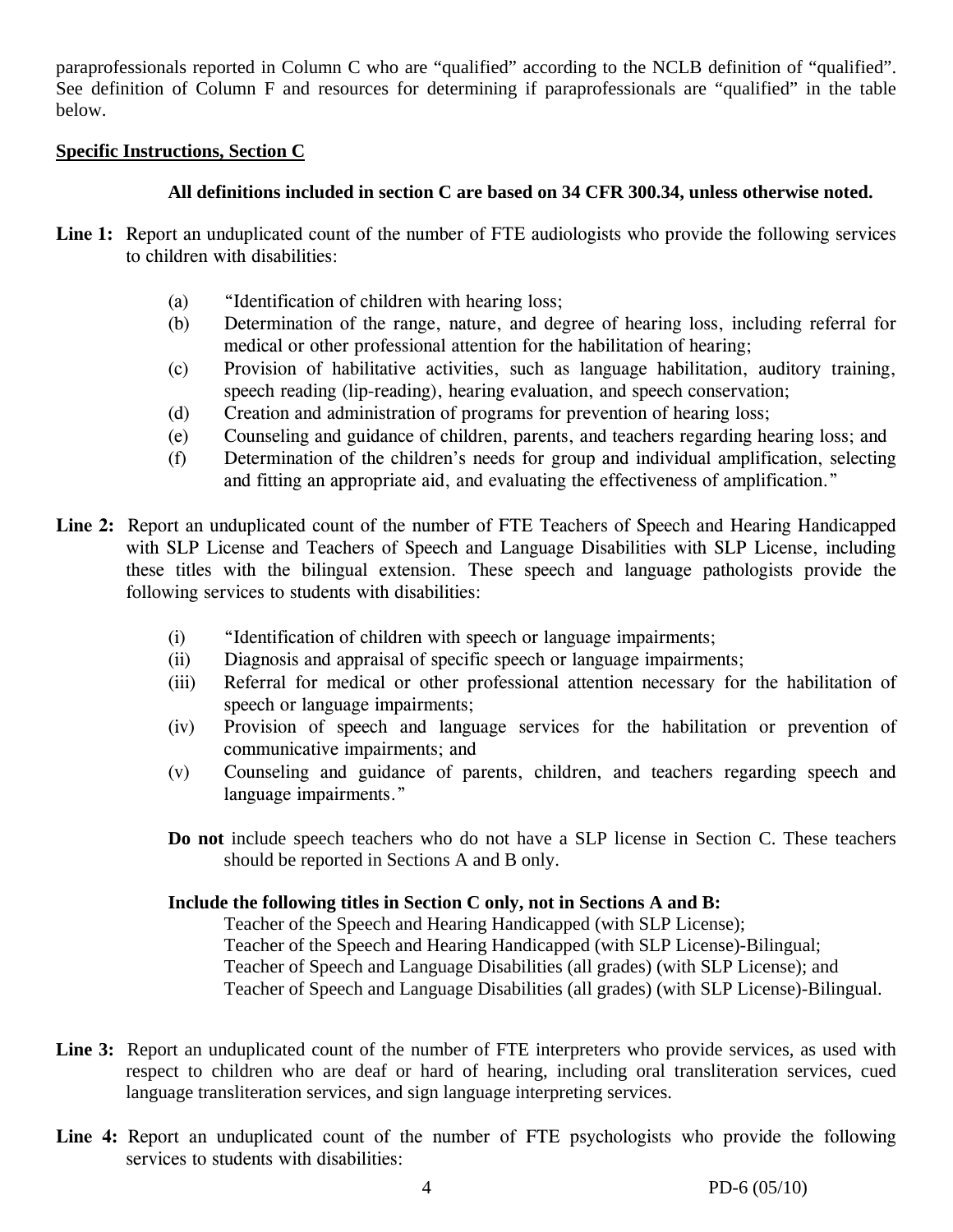paraprofessionals reported in Column C who are "qualified" according to the NCLB definition of "qualified". See definition of Column F and resources for determining if paraprofessionals are "qualified" in the table below.

**Specific Instructions, Section C**

**All definitions included in section C are based on 34 CFR 300.34, unless otherwise noted.**

**Line 1:** Report an unduplicated count of the number of FTE audiologists who provide the following services to children with disabilities:

(a) "Identification of children with hearing loss;
(b) Determination of the range, nature, and degree of hearing loss, including referral for medical or other professional attention for the habilitation of hearing;
(c) Provision of habilitative activities, such as language habilitation, auditory training, speech reading (lip-reading), hearing evaluation, and speech conservation;
(d) Creation and administration of programs for prevention of hearing loss;
(e) Counseling and guidance of children, parents, and teachers regarding hearing loss; and
(f) Determination of the children's needs for group and individual amplification, selecting and fitting an appropriate aid, and evaluating the effectiveness of amplification."

**Line 2:** Report an unduplicated count of the number of FTE Teachers of Speech and Hearing Handicapped with SLP License and Teachers of Speech and Language Disabilities with SLP License, including these titles with the bilingual extension. These speech and language pathologists provide the following services to students with disabilities:

(i) "Identification of children with speech or language impairments;
(ii) Diagnosis and appraisal of specific speech or language impairments;
(iii) Referral for medical or other professional attention necessary for the habilitation of speech or language impairments;
(iv) Provision of speech and language services for the habilitation or prevention of communicative impairments; and
(v) Counseling and guidance of parents, children, and teachers regarding speech and language impairments."

**Do not** include speech teachers who do not have a SLP license in Section C. These teachers should be reported in Sections A and B only.

**Include the following titles in Section C only, not in Sections A and B:**

Teacher of the Speech and Hearing Handicapped (with SLP License);
Teacher of the Speech and Hearing Handicapped (with SLP License)-Bilingual;
Teacher of Speech and Language Disabilities (all grades) (with SLP License); and
Teacher of Speech and Language Disabilities (all grades) (with SLP License)-Bilingual.

**Line 3:** Report an unduplicated count of the number of FTE interpreters who provide services, as used with respect to children who are deaf or hard of hearing, including oral transliteration services, cued language transliteration services, and sign language interpreting services.

**Line 4:** Report an unduplicated count of the number of FTE psychologists who provide the following services to students with disabilities: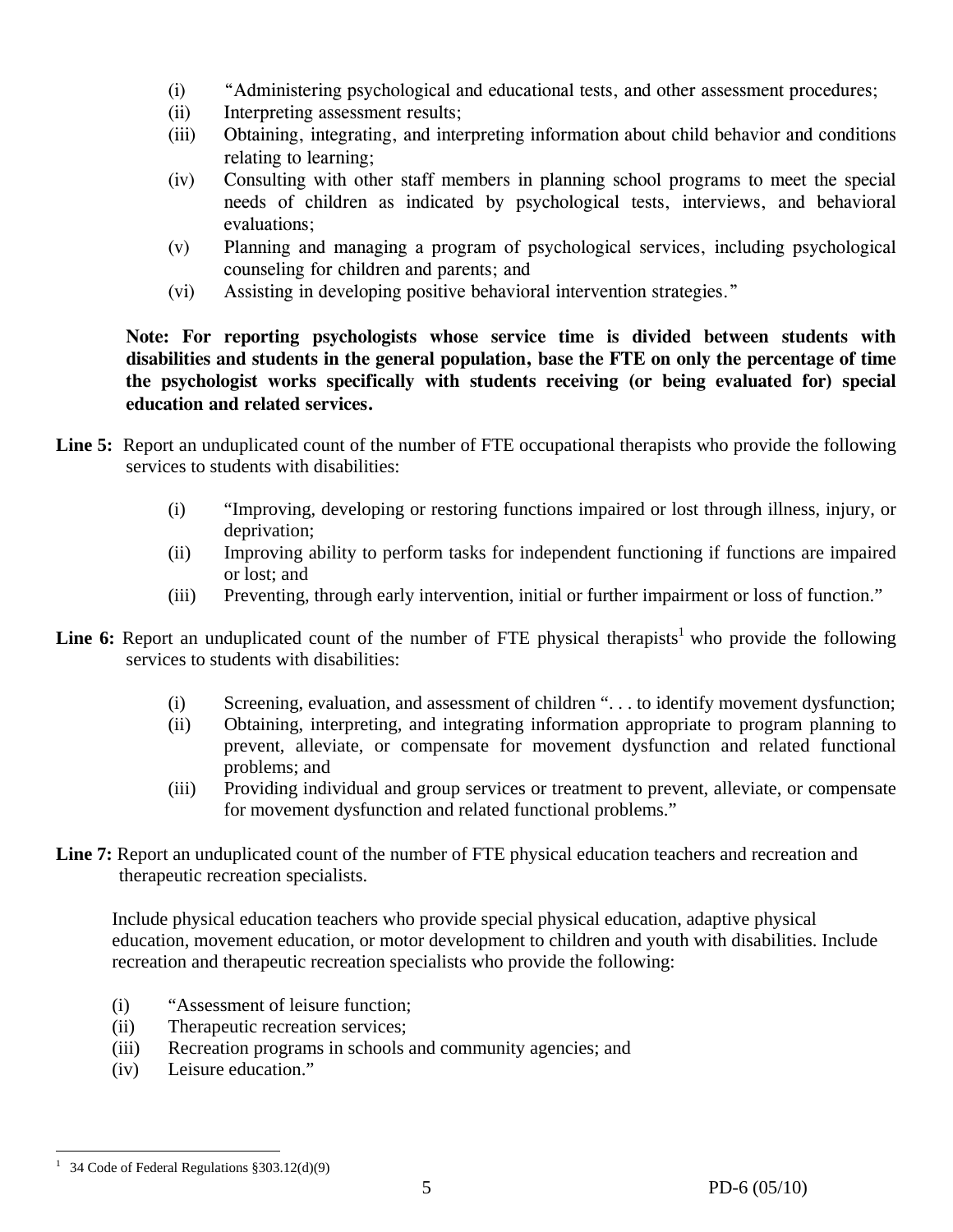(i) "Administering psychological and educational tests, and other assessment procedures;
(ii) Interpreting assessment results;
(iii) Obtaining, integrating, and interpreting information about child behavior and conditions relating to learning;
(iv) Consulting with other staff members in planning school programs to meet the special needs of children as indicated by psychological tests, interviews, and behavioral evaluations;
(v) Planning and managing a program of psychological services, including psychological counseling for children and parents; and
(vi) Assisting in developing positive behavioral intervention strategies."

**Note: For reporting psychologists whose service time is divided between students with disabilities and students in the general population, base the FTE on only the percentage of time the psychologist works specifically with students receiving (or being evaluated for) special education and related services.**

**Line 5:** Report an unduplicated count of the number of FTE occupational therapists who provide the following services to students with disabilities:

(i) "Improving, developing or restoring functions impaired or lost through illness, injury, or deprivation;
(ii) Improving ability to perform tasks for independent functioning if functions are impaired or lost; and
(iii) Preventing, through early intervention, initial or further impairment or loss of function."

**Line 6:** Report an unduplicated count of the number of FTE physical therapists[1] who provide the following services to students with disabilities:

(i) Screening, evaluation, and assessment of children ". . . to identify movement dysfunction;
(ii) Obtaining, interpreting, and integrating information appropriate to program planning to prevent, alleviate, or compensate for movement dysfunction and related functional problems; and
(iii) Providing individual and group services or treatment to prevent, alleviate, or compensate for movement dysfunction and related functional problems."

**Line 7:** Report an unduplicated count of the number of FTE physical education teachers and recreation and therapeutic recreation specialists.

Include physical education teachers who provide special physical education, adaptive physical education, movement education, or motor development to children and youth with disabilities. Include recreation and therapeutic recreation specialists who provide the following:

(i) "Assessment of leisure function;
(ii) Therapeutic recreation services;
(iii) Recreation programs in schools and community agencies; and
(iv) Leisure education."

[1] 34 Code of Federal Regulations §303.12(d)(9)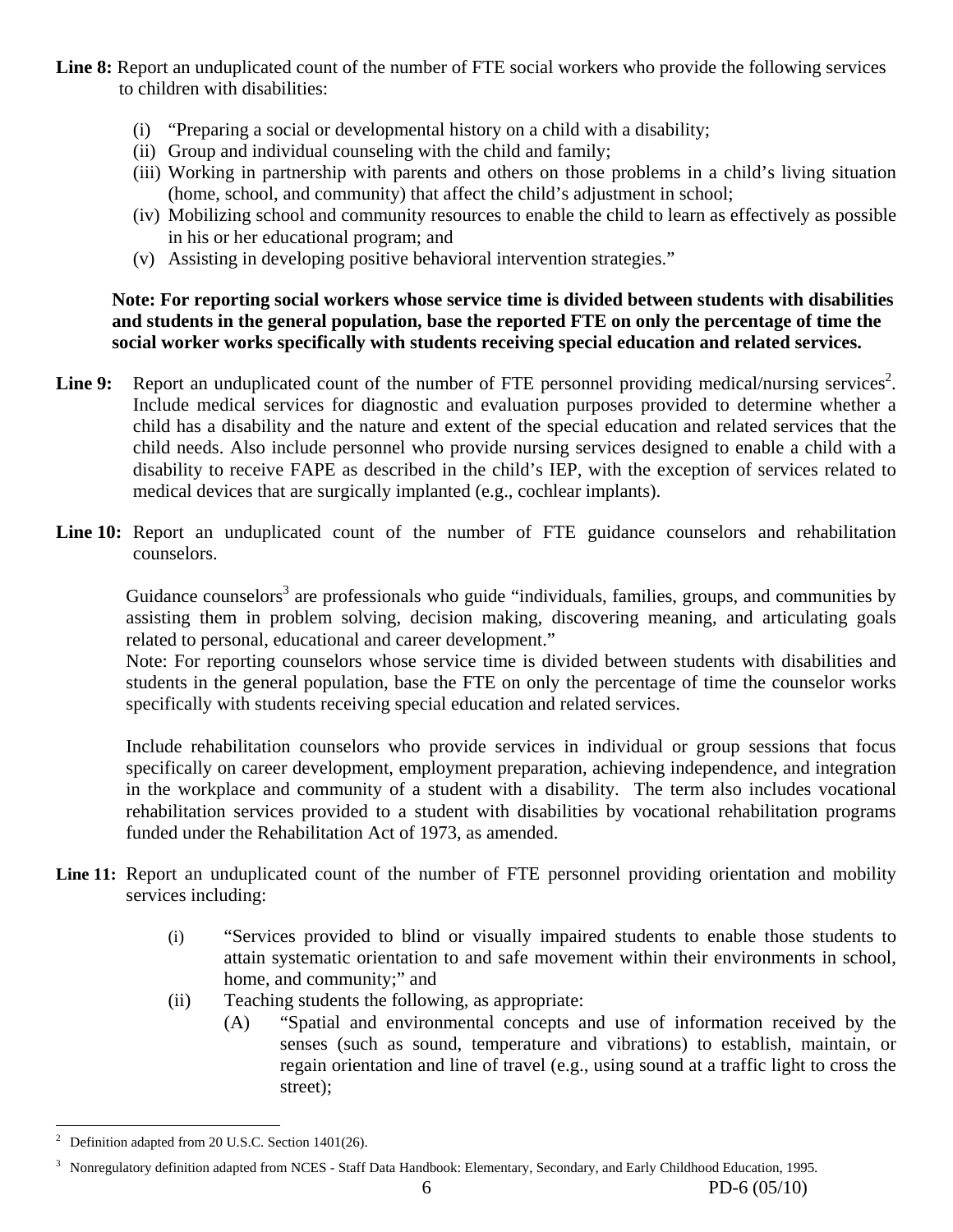**Line 8:** Report an unduplicated count of the number of FTE social workers who provide the following services to children with disabilities:

(i) "Preparing a social or developmental history on a child with a disability;
(ii) Group and individual counseling with the child and family;
(iii) Working in partnership with parents and others on those problems in a child's living situation (home, school, and community) that affect the child's adjustment in school;
(iv) Mobilizing school and community resources to enable the child to learn as effectively as possible in his or her educational program; and
(v) Assisting in developing positive behavioral intervention strategies."

**Note: For reporting social workers whose service time is divided between students with disabilities and students in the general population, base the reported FTE on only the percentage of time the social worker works specifically with students receiving special education and related services.**

**Line 9:** Report an unduplicated count of the number of FTE personnel providing medical/nursing services[2]. Include medical services for diagnostic and evaluation purposes provided to determine whether a child has a disability and the nature and extent of the special education and related services that the child needs. Also include personnel who provide nursing services designed to enable a child with a disability to receive FAPE as described in the child's IEP, with the exception of services related to medical devices that are surgically implanted (e.g., cochlear implants).

**Line 10:** Report an unduplicated count of the number of FTE guidance counselors and rehabilitation counselors.

Guidance counselors[3] are professionals who guide "individuals, families, groups, and communities by assisting them in problem solving, decision making, discovering meaning, and articulating goals related to personal, educational and career development."
Note: For reporting counselors whose service time is divided between students with disabilities and students in the general population, base the FTE on only the percentage of time the counselor works specifically with students receiving special education and related services.

Include rehabilitation counselors who provide services in individual or group sessions that focus specifically on career development, employment preparation, achieving independence, and integration in the workplace and community of a student with a disability. The term also includes vocational rehabilitation services provided to a student with disabilities by vocational rehabilitation programs funded under the Rehabilitation Act of 1973, as amended.

**Line 11:** Report an unduplicated count of the number of FTE personnel providing orientation and mobility services including:

(i) "Services provided to blind or visually impaired students to enable those students to attain systematic orientation to and safe movement within their environments in school, home, and community;" and
(ii) Teaching students the following, as appropriate:
   (A) "Spatial and environmental concepts and use of information received by the senses (such as sound, temperature and vibrations) to establish, maintain, or regain orientation and line of travel (e.g., using sound at a traffic light to cross the street);

---

[2] Definition adapted from 20 U.S.C. Section 1401(26).

[3] Nonregulatory definition adapted from NCES - Staff Data Handbook: Elementary, Secondary, and Early Childhood Education, 1995.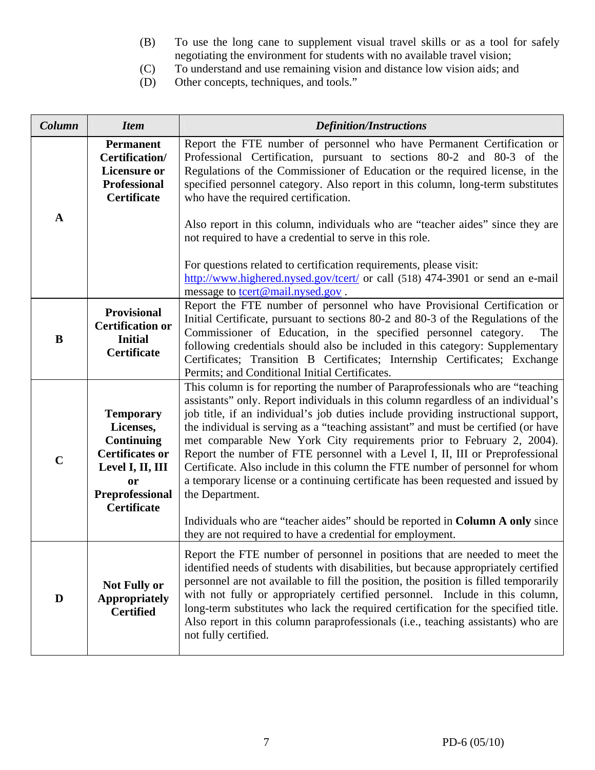(B) To use the long cane to supplement visual travel skills or as a tool for safely negotiating the environment for students with no available travel vision;

(C) To understand and use remaining vision and distance low vision aids; and

(D) Other concepts, techniques, and tools."

| ***Column*** | ***Item*** | ***Definition/Instructions*** |
|---|---|---|
| **A** | **Permanent Certification/ Licensure or Professional Certificate** | Report the FTE number of personnel who have Permanent Certification or Professional Certification, pursuant to sections 80-2 and 80-3 of the Regulations of the Commissioner of Education or the required license, in the specified personnel category. Also report in this column, long-term substitutes who have the required certification.<br><br>Also report in this column, individuals who are "teacher aides" since they are not required to have a credential to serve in this role.<br><br>For questions related to certification requirements, please visit: http://www.highered.nysed.gov/tcert/ or call (518) 474-3901 or send an e-mail message to tcert@mail.nysed.gov . |
| **B** | **Provisional Certification or Initial Certificate** | Report the FTE number of personnel who have Provisional Certification or Initial Certificate, pursuant to sections 80-2 and 80-3 of the Regulations of the Commissioner of Education, in the specified personnel category. The following credentials should also be included in this category: Supplementary Certificates; Transition B Certificates; Internship Certificates; Exchange Permits; and Conditional Initial Certificates. |
| **C** | **Temporary Licenses, Continuing Certificates or Level I, II, III or Preprofessional Certificate** | This column is for reporting the number of Paraprofessionals who are "teaching assistants" only. Report individuals in this column regardless of an individual's job title, if an individual's job duties include providing instructional support, the individual is serving as a "teaching assistant" and must be certified (or have met comparable New York City requirements prior to February 2, 2004). Report the number of FTE personnel with a Level I, II, III or Preprofessional Certificate. Also include in this column the FTE number of personnel for whom a temporary license or a continuing certificate has been requested and issued by the Department.<br><br>Individuals who are "teacher aides" should be reported in **Column A only** since they are not required to have a credential for employment. |
| **D** | **Not Fully or Appropriately Certified** | Report the FTE number of personnel in positions that are needed to meet the identified needs of students with disabilities, but because appropriately certified personnel are not available to fill the position, the position is filled temporarily with not fully or appropriately certified personnel. Include in this column, long-term substitutes who lack the required certification for the specified title. Also report in this column paraprofessionals (i.e., teaching assistants) who are not fully certified. |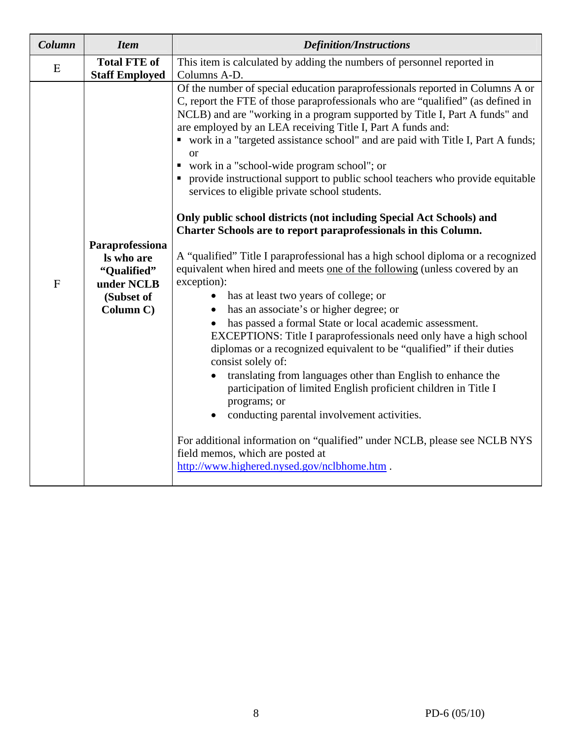| *Column* | *Item* | *Definition/Instructions* |
|---|---|---|
| E | **Total FTE of Staff Employed** | This item is calculated by adding the numbers of personnel reported in Columns A-D. |
| F | **Paraprofessionals who are "Qualified" under NCLB (Subset of Column C)** | Of the number of special education paraprofessionals reported in Columns A or C, report the FTE of those paraprofessionals who are "qualified" (as defined in NCLB) and are "working in a program supported by Title I, Part A funds" and are employed by an LEA receiving Title I, Part A funds and:<br>▪ work in a "targeted assistance school" and are paid with Title I, Part A funds; or<br>▪ work in a "school-wide program school"; or<br>▪ provide instructional support to public school teachers who provide equitable services to eligible private school students.<br><br>**Only public school districts (not including Special Act Schools) and Charter Schools are to report paraprofessionals in this Column.**<br><br>A "qualified" Title I paraprofessional has a high school diploma or a recognized equivalent when hired and meets <u>one of the following</u> (unless covered by an exception):<br>• has at least two years of college; or<br>• has an associate's or higher degree; or<br>• has passed a formal State or local academic assessment.<br>EXCEPTIONS: Title I paraprofessionals need only have a high school diplomas or a recognized equivalent to be "qualified" if their duties consist solely of:<br>• translating from languages other than English to enhance the participation of limited English proficient children in Title I programs; or<br>• conducting parental involvement activities.<br><br>For additional information on "qualified" under NCLB, please see NCLB NYS field memos, which are posted at http://www.highered.nysed.gov/nclbhome.htm . |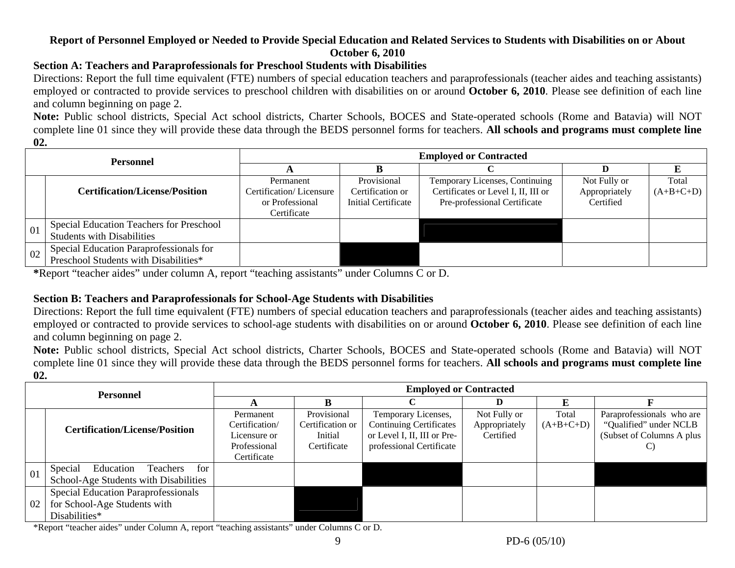**Report of Personnel Employed or Needed to Provide Special Education and Related Services to Students with Disabilities on or About October 6, 2010**

**Section A: Teachers and Paraprofessionals for Preschool Students with Disabilities**

Directions: Report the full time equivalent (FTE) numbers of special education teachers and paraprofessionals (teacher aides and teaching assistants) employed or contracted to provide services to preschool children with disabilities on or around **October 6, 2010**. Please see definition of each line and column beginning on page 2.

**Note:** Public school districts, Special Act school districts, Charter Schools, BOCES and State-operated schools (Rome and Batavia) will NOT complete line 01 since they will provide these data through the BEDS personnel forms for teachers. **All schools and programs must complete line 02.**

| Personnel | | Employed or Contracted | | | | |
|---|---|---|---|---|---|---|
| | | A | B | C | D | E |
| | Certification/License/Position | Permanent Certification/ Licensure or Professional Certificate | Provisional Certification or Initial Certificate | Temporary Licenses, Continuing Certificates or Level I, II, III or Pre-professional Certificate | Not Fully or Appropriately Certified | Total (A+B+C+D) |
| 01 | Special Education Teachers for Preschool Students with Disabilities | | | ■ | | |
| 02 | Special Education Paraprofessionals for Preschool Students with Disabilities* | | ■ | | | |

***Report "teacher aides" under column A, report "teaching assistants" under Columns C or D.

**Section B: Teachers and Paraprofessionals for School-Age Students with Disabilities**

Directions: Report the full time equivalent (FTE) numbers of special education teachers and paraprofessionals (teacher aides and teaching assistants) employed or contracted to provide services to school-age students with disabilities on or around **October 6, 2010**. Please see definition of each line and column beginning on page 2.

**Note:** Public school districts, Special Act school districts, Charter Schools, BOCES and State-operated schools (Rome and Batavia) will NOT complete line 01 since they will provide these data through the BEDS personnel forms for teachers. **All schools and programs must complete line 02.**

| Personnel | | Employed or Contracted | | | | | |
|---|---|---|---|---|---|---|---|
| | | A | B | C | D | E | F |
| | Certification/License/Position | Permanent Certification/ Licensure or Professional Certificate | Provisional Certification or Initial Certificate | Temporary Licenses, Continuing Certificates or Level I, II, III or Pre-professional Certificate | Not Fully or Appropriately Certified | Total (A+B+C+D) | Paraprofessionals who are "Qualified" under NCLB (Subset of Columns A plus C) |
| 01 | Special Education Teachers for School-Age Students with Disabilities | | | ■ | | | ■ |
| 02 | Special Education Paraprofessionals for School-Age Students with Disabilities* | | ■ | | | | |

*Report "teacher aides" under Column A, report "teaching assistants" under Columns C or D.

PD-6 (05/10)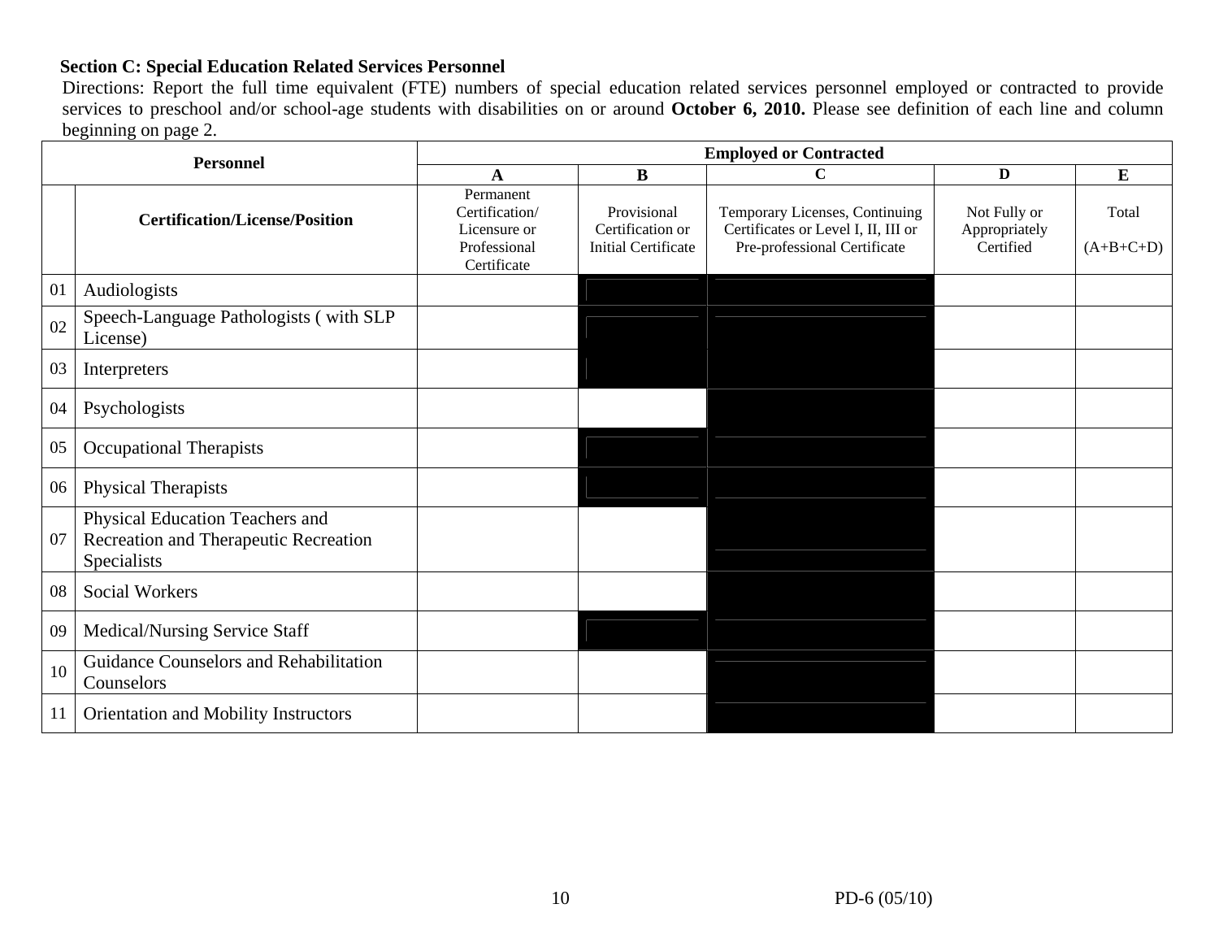**Section C: Special Education Related Services Personnel**

Directions: Report the full time equivalent (FTE) numbers of special education related services personnel employed or contracted to provide services to preschool and/or school-age students with disabilities on or around **October 6, 2010.** Please see definition of each line and column beginning on page 2.

| Personnel | | Employed or Contracted | | | | |
|---|---|---|---|---|---|---|
| | | **A** | **B** | **C** | **D** | **E** |
| | **Certification/License/Position** | Permanent Certification/ Licensure or Professional Certificate | Provisional Certification or Initial Certificate | Temporary Licenses, Continuing Certificates or Level I, II, III or Pre-professional Certificate | Not Fully or Appropriately Certified | Total (A+B+C+D) |
| 01 | Audiologists | | | | | |
| 02 | Speech-Language Pathologists ( with SLP License) | | | | | |
| 03 | Interpreters | | | | | |
| 04 | Psychologists | | | | | |
| 05 | Occupational Therapists | | | | | |
| 06 | Physical Therapists | | | | | |
| 07 | Physical Education Teachers and Recreation and Therapeutic Recreation Specialists | | | | | |
| 08 | Social Workers | | | | | |
| 09 | Medical/Nursing Service Staff | | | | | |
| 10 | Guidance Counselors and Rehabilitation Counselors | | | | | |
| 11 | Orientation and Mobility Instructors | | | | | |

PD-6 (05/10)